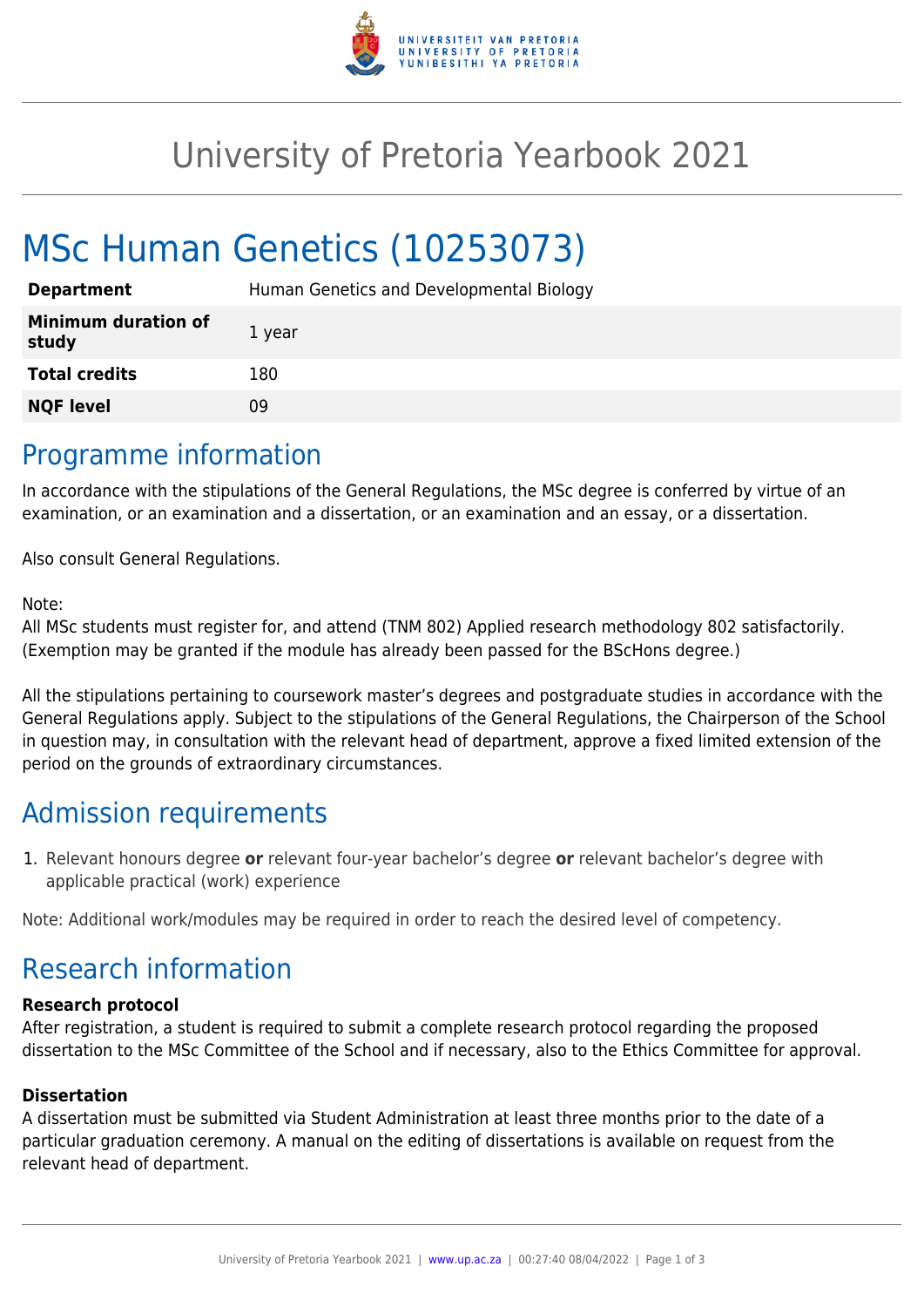# University of Pretoria Yearbook 2021

# MSc Human Genetics (10253073)

| | |
|---|---|
| **Department** | Human Genetics and Developmental Biology |
| **Minimum duration of study** | 1 year |
| **Total credits** | 180 |
| **NQF level** | 09 |

## Programme information

In accordance with the stipulations of the General Regulations, the MSc degree is conferred by virtue of an examination, or an examination and a dissertation, or an examination and an essay, or a dissertation.

Also consult General Regulations.

Note:
All MSc students must register for, and attend (TNM 802) Applied research methodology 802 satisfactorily. (Exemption may be granted if the module has already been passed for the BScHons degree.)

All the stipulations pertaining to coursework master's degrees and postgraduate studies in accordance with the General Regulations apply. Subject to the stipulations of the General Regulations, the Chairperson of the School in question may, in consultation with the relevant head of department, approve a fixed limited extension of the period on the grounds of extraordinary circumstances.

## Admission requirements

1. Relevant honours degree **or** relevant four-year bachelor's degree **or** relevant bachelor's degree with applicable practical (work) experience

Note: Additional work/modules may be required in order to reach the desired level of competency.

## Research information

**Research protocol**
After registration, a student is required to submit a complete research protocol regarding the proposed dissertation to the MSc Committee of the School and if necessary, also to the Ethics Committee for approval.

**Dissertation**
A dissertation must be submitted via Student Administration at least three months prior to the date of a particular graduation ceremony. A manual on the editing of dissertations is available on request from the relevant head of department.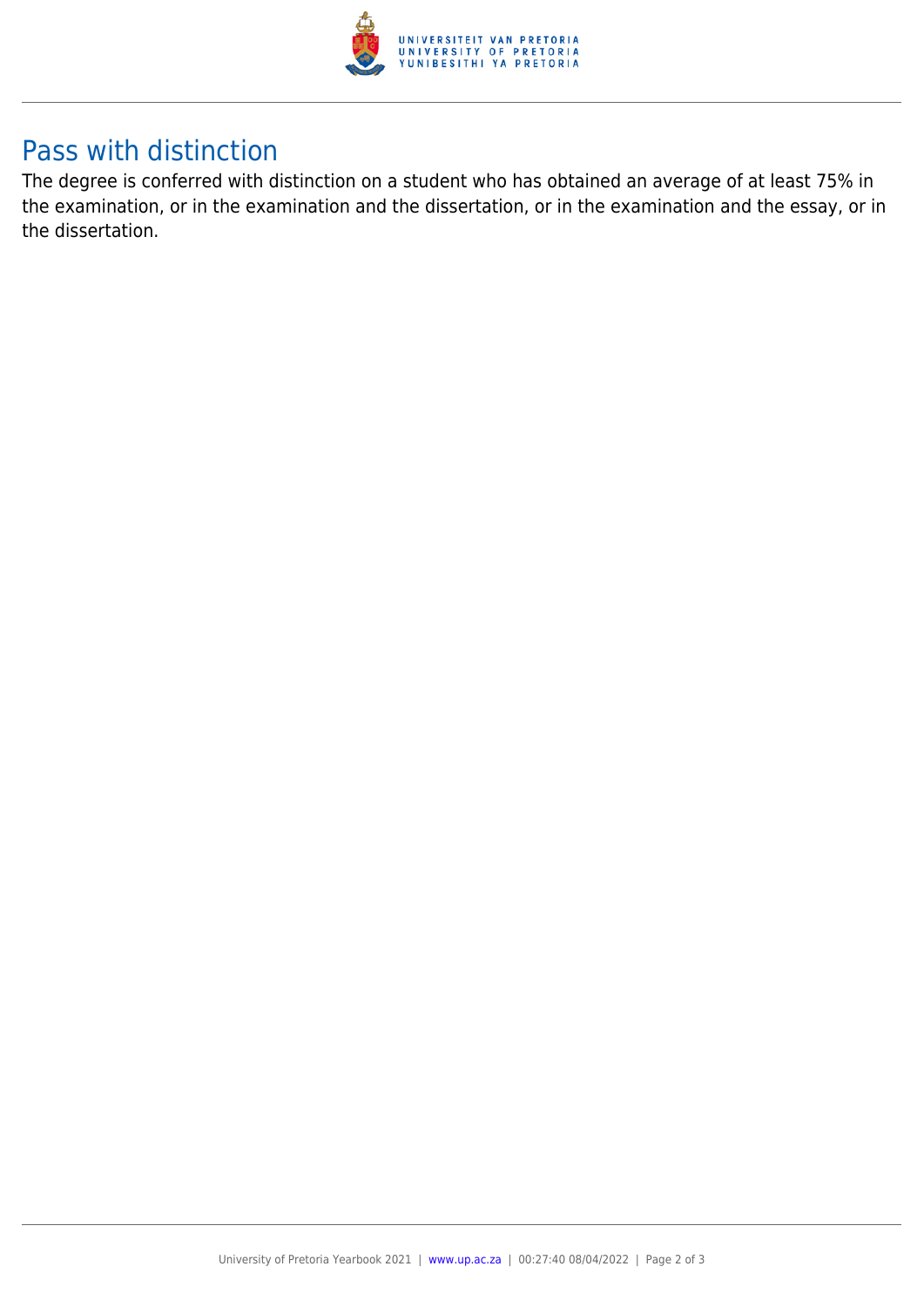## Pass with distinction

The degree is conferred with distinction on a student who has obtained an average of at least 75% in the examination, or in the examination and the dissertation, or in the examination and the essay, or in the dissertation.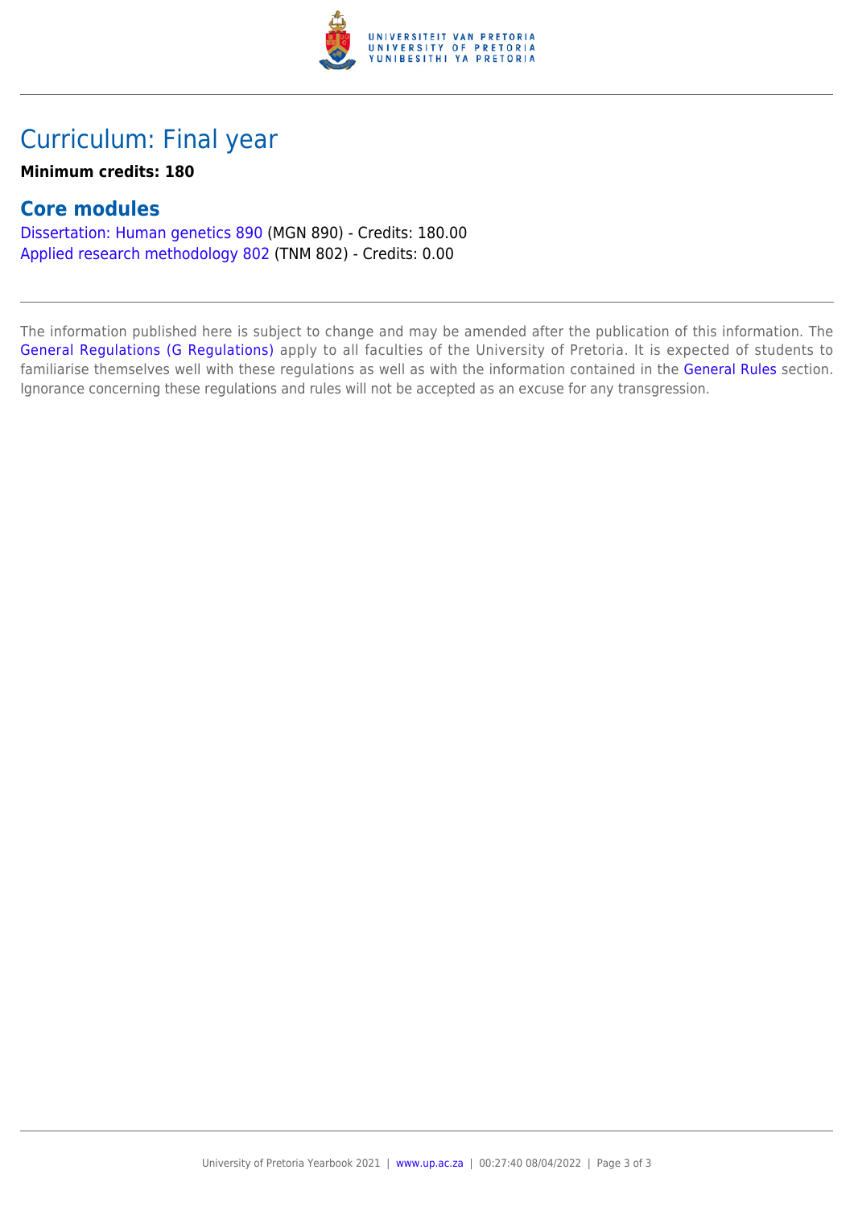# Curriculum: Final year

**Minimum credits: 180**

## Core modules

Dissertation: Human genetics 890 (MGN 890) - Credits: 180.00
Applied research methodology 802 (TNM 802) - Credits: 0.00

The information published here is subject to change and may be amended after the publication of this information. The General Regulations (G Regulations) apply to all faculties of the University of Pretoria. It is expected of students to familiarise themselves well with these regulations as well as with the information contained in the General Rules section. Ignorance concerning these regulations and rules will not be accepted as an excuse for any transgression.